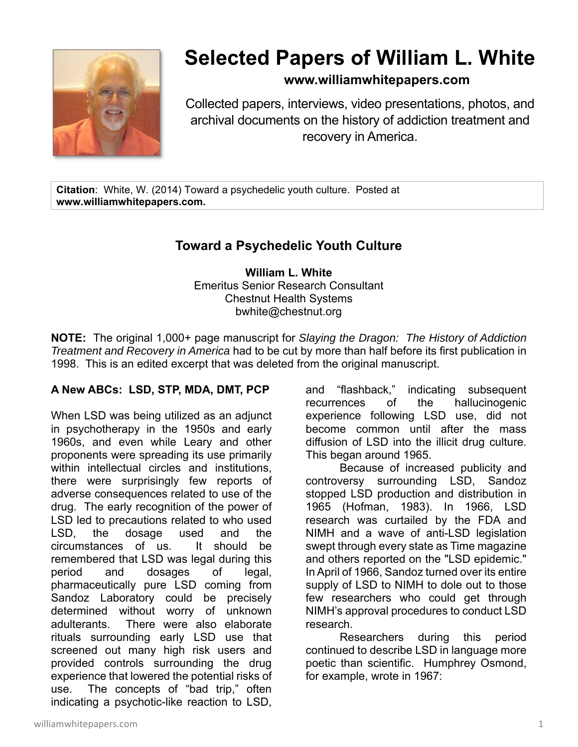# Selected Papers of William L. White

**www.williamwhitepapers.com**

Collected papers, interviews, video presentations, photos, and archival documents on the history of addiction treatment and recovery in America.

**Citation**: White, W. (2014) Toward a psychedelic youth culture. Posted at **www.williamwhitepapers.com.**

## Toward a Psychedelic Youth Culture

**William L. White**
Emeritus Senior Research Consultant
Chestnut Health Systems
bwhite@chestnut.org

**NOTE:** The original 1,000+ page manuscript for *Slaying the Dragon: The History of Addiction Treatment and Recovery in America* had to be cut by more than half before its first publication in 1998. This is an edited excerpt that was deleted from the original manuscript.

### A New ABCs: LSD, STP, MDA, DMT, PCP

When LSD was being utilized as an adjunct in psychotherapy in the 1950s and early 1960s, and even while Leary and other proponents were spreading its use primarily within intellectual circles and institutions, there were surprisingly few reports of adverse consequences related to use of the drug. The early recognition of the power of LSD led to precautions related to who used LSD, the dosage used and the circumstances of us. It should be remembered that LSD was legal during this period and dosages of legal, pharmaceutically pure LSD coming from Sandoz Laboratory could be precisely determined without worry of unknown adulterants. There were also elaborate rituals surrounding early LSD use that screened out many high risk users and provided controls surrounding the drug experience that lowered the potential risks of use. The concepts of "bad trip," often indicating a psychotic-like reaction to LSD, and "flashback," indicating subsequent recurrences of the hallucinogenic experience following LSD use, did not become common until after the mass diffusion of LSD into the illicit drug culture. This began around 1965.

Because of increased publicity and controversy surrounding LSD, Sandoz stopped LSD production and distribution in 1965 (Hofman, 1983). In 1966, LSD research was curtailed by the FDA and NIMH and a wave of anti-LSD legislation swept through every state as Time magazine and others reported on the "LSD epidemic." In April of 1966, Sandoz turned over its entire supply of LSD to NIMH to dole out to those few researchers who could get through NIMH's approval procedures to conduct LSD research.

Researchers during this period continued to describe LSD in language more poetic than scientific. Humphrey Osmond, for example, wrote in 1967: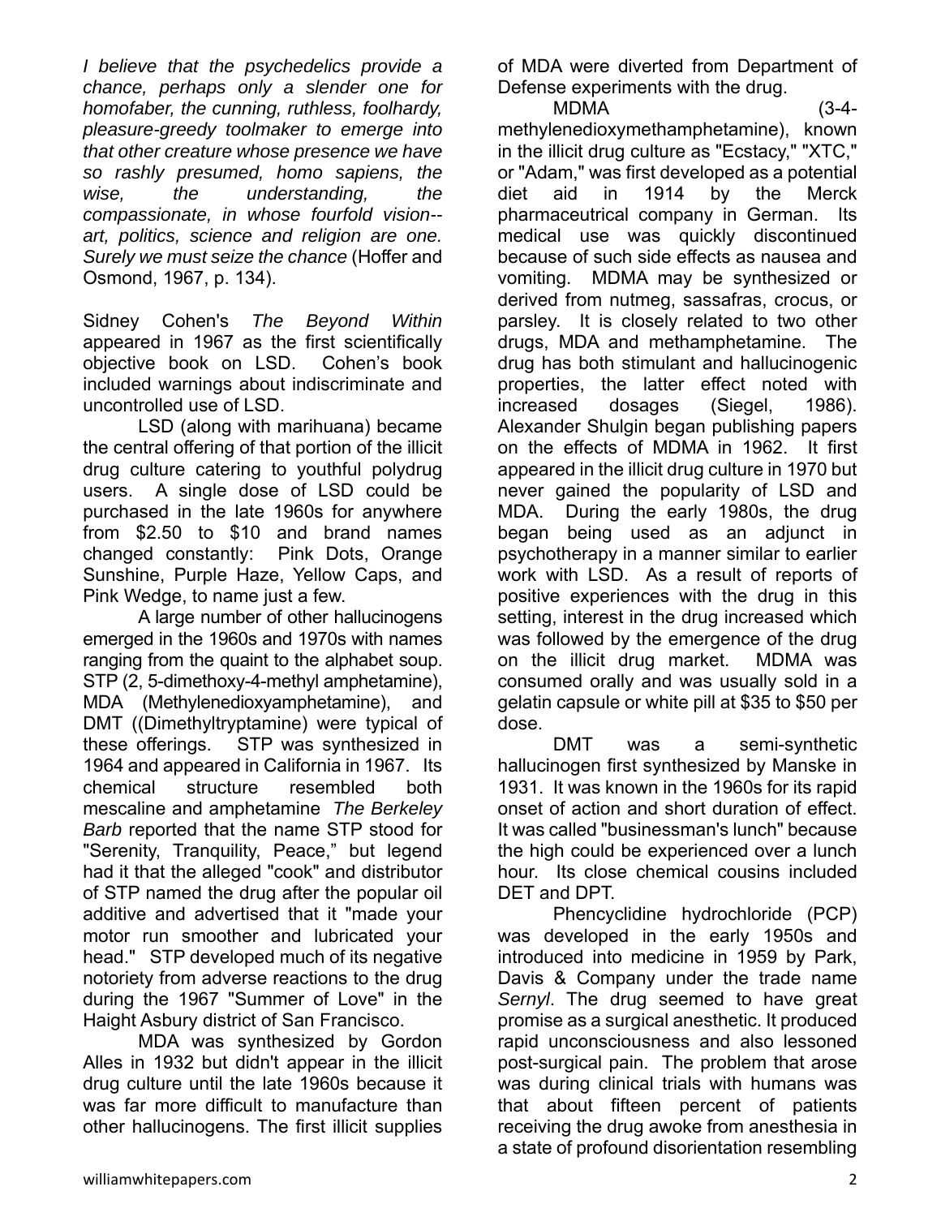*I believe that the psychedelics provide a chance, perhaps only a slender one for homofaber, the cunning, ruthless, foolhardy, pleasure-greedy toolmaker to emerge into that other creature whose presence we have so rashly presumed, homo sapiens, the wise, the understanding, the compassionate, in whose fourfold vision--art, politics, science and religion are one. Surely we must seize the chance* (Hoffer and Osmond, 1967, p. 134).

Sidney Cohen's *The Beyond Within* appeared in 1967 as the first scientifically objective book on LSD. Cohen's book included warnings about indiscriminate and uncontrolled use of LSD.

LSD (along with marihuana) became the central offering of that portion of the illicit drug culture catering to youthful polydrug users. A single dose of LSD could be purchased in the late 1960s for anywhere from $2.50 to $10 and brand names changed constantly: Pink Dots, Orange Sunshine, Purple Haze, Yellow Caps, and Pink Wedge, to name just a few.

A large number of other hallucinogens emerged in the 1960s and 1970s with names ranging from the quaint to the alphabet soup. STP (2, 5-dimethoxy-4-methyl amphetamine), MDA (Methylenedioxyamphetamine), and DMT ((Dimethyltryptamine) were typical of these offerings. STP was synthesized in 1964 and appeared in California in 1967. Its chemical structure resembled both mescaline and amphetamine *The Berkeley Barb* reported that the name STP stood for "Serenity, Tranquility, Peace," but legend had it that the alleged "cook" and distributor of STP named the drug after the popular oil additive and advertised that it "made your motor run smoother and lubricated your head." STP developed much of its negative notoriety from adverse reactions to the drug during the 1967 "Summer of Love" in the Haight Asbury district of San Francisco.

MDA was synthesized by Gordon Alles in 1932 but didn't appear in the illicit drug culture until the late 1960s because it was far more difficult to manufacture than other hallucinogens. The first illicit supplies of MDA were diverted from Department of Defense experiments with the drug.

MDMA (3-4-methylenedioxymethamphetamine), known in the illicit drug culture as "Ecstacy," "XTC," or "Adam," was first developed as a potential diet aid in 1914 by the Merck pharmaceutrical company in German. Its medical use was quickly discontinued because of such side effects as nausea and vomiting. MDMA may be synthesized or derived from nutmeg, sassafras, crocus, or parsley. It is closely related to two other drugs, MDA and methamphetamine. The drug has both stimulant and hallucinogenic properties, the latter effect noted with increased dosages (Siegel, 1986). Alexander Shulgin began publishing papers on the effects of MDMA in 1962. It first appeared in the illicit drug culture in 1970 but never gained the popularity of LSD and MDA. During the early 1980s, the drug began being used as an adjunct in psychotherapy in a manner similar to earlier work with LSD. As a result of reports of positive experiences with the drug in this setting, interest in the drug increased which was followed by the emergence of the drug on the illicit drug market. MDMA was consumed orally and was usually sold in a gelatin capsule or white pill at $35 to $50 per dose.

DMT was a semi-synthetic hallucinogen first synthesized by Manske in 1931. It was known in the 1960s for its rapid onset of action and short duration of effect. It was called "businessman's lunch" because the high could be experienced over a lunch hour. Its close chemical cousins included DET and DPT.

Phencyclidine hydrochloride (PCP) was developed in the early 1950s and introduced into medicine in 1959 by Park, Davis & Company under the trade name *Sernyl*. The drug seemed to have great promise as a surgical anesthetic. It produced rapid unconsciousness and also lessoned post-surgical pain. The problem that arose was during clinical trials with humans was that about fifteen percent of patients receiving the drug awoke from anesthesia in a state of profound disorientation resembling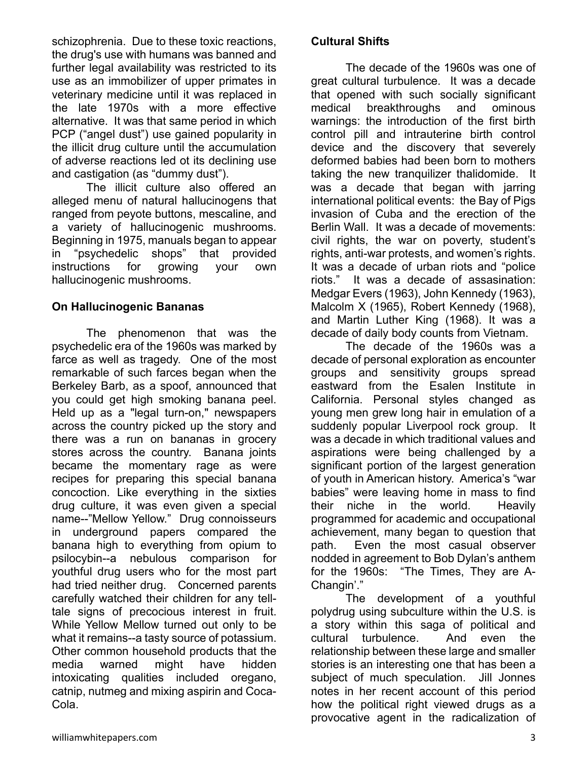schizophrenia. Due to these toxic reactions, the drug's use with humans was banned and further legal availability was restricted to its use as an immobilizer of upper primates in veterinary medicine until it was replaced in the late 1970s with a more effective alternative. It was that same period in which PCP ("angel dust") use gained popularity in the illicit drug culture until the accumulation of adverse reactions led ot its declining use and castigation (as "dummy dust").

The illicit culture also offered an alleged menu of natural hallucinogens that ranged from peyote buttons, mescaline, and a variety of hallucinogenic mushrooms. Beginning in 1975, manuals began to appear in "psychedelic shops" that provided instructions for growing your own hallucinogenic mushrooms.

**On Hallucinogenic Bananas**

The phenomenon that was the psychedelic era of the 1960s was marked by farce as well as tragedy. One of the most remarkable of such farces began when the Berkeley Barb, as a spoof, announced that you could get high smoking banana peel. Held up as a "legal turn-on," newspapers across the country picked up the story and there was a run on bananas in grocery stores across the country. Banana joints became the momentary rage as were recipes for preparing this special banana concoction. Like everything in the sixties drug culture, it was even given a special name--"Mellow Yellow." Drug connoisseurs in underground papers compared the banana high to everything from opium to psilocybin--a nebulous comparison for youthful drug users who for the most part had tried neither drug. Concerned parents carefully watched their children for any tell-tale signs of precocious interest in fruit. While Yellow Mellow turned out only to be what it remains--a tasty source of potassium. Other common household products that the media warned might have hidden intoxicating qualities included oregano, catnip, nutmeg and mixing aspirin and Coca-Cola.

**Cultural Shifts**

The decade of the 1960s was one of great cultural turbulence. It was a decade that opened with such socially significant medical breakthroughs and ominous warnings: the introduction of the first birth control pill and intrauterine birth control device and the discovery that severely deformed babies had been born to mothers taking the new tranquilizer thalidomide. It was a decade that began with jarring international political events: the Bay of Pigs invasion of Cuba and the erection of the Berlin Wall. It was a decade of movements: civil rights, the war on poverty, student's rights, anti-war protests, and women's rights. It was a decade of urban riots and "police riots." It was a decade of assasination: Medgar Evers (1963), John Kennedy (1963), Malcolm X (1965), Robert Kennedy (1968), and Martin Luther King (1968). It was a decade of daily body counts from Vietnam.

The decade of the 1960s was a decade of personal exploration as encounter groups and sensitivity groups spread eastward from the Esalen Institute in California. Personal styles changed as young men grew long hair in emulation of a suddenly popular Liverpool rock group. It was a decade in which traditional values and aspirations were being challenged by a significant portion of the largest generation of youth in American history. America's "war babies" were leaving home in mass to find their niche in the world. Heavily programmed for academic and occupational achievement, many began to question that path. Even the most casual observer nodded in agreement to Bob Dylan's anthem for the 1960s: "The Times, They are A-Changin'."

The development of a youthful polydrug using subculture within the U.S. is a story within this saga of political and cultural turbulence. And even the relationship between these large and smaller stories is an interesting one that has been a subject of much speculation. Jill Jonnes notes in her recent account of this period how the political right viewed drugs as a provocative agent in the radicalization of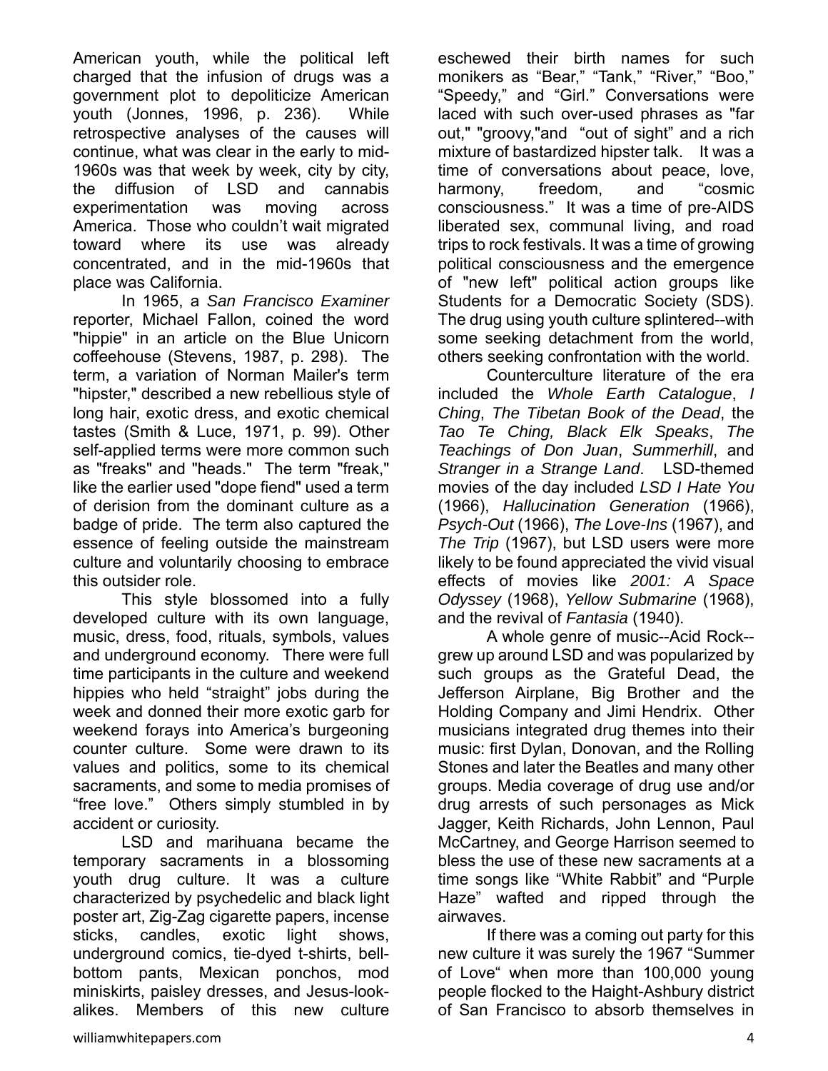American youth, while the political left charged that the infusion of drugs was a government plot to depoliticize American youth (Jonnes, 1996, p. 236). While retrospective analyses of the causes will continue, what was clear in the early to mid-1960s was that week by week, city by city, the diffusion of LSD and cannabis experimentation was moving across America. Those who couldn't wait migrated toward where its use was already concentrated, and in the mid-1960s that place was California.

In 1965, a *San Francisco Examiner* reporter, Michael Fallon, coined the word "hippie" in an article on the Blue Unicorn coffeehouse (Stevens, 1987, p. 298). The term, a variation of Norman Mailer's term "hipster," described a new rebellious style of long hair, exotic dress, and exotic chemical tastes (Smith & Luce, 1971, p. 99). Other self-applied terms were more common such as "freaks" and "heads." The term "freak," like the earlier used "dope fiend" used a term of derision from the dominant culture as a badge of pride. The term also captured the essence of feeling outside the mainstream culture and voluntarily choosing to embrace this outsider role.

This style blossomed into a fully developed culture with its own language, music, dress, food, rituals, symbols, values and underground economy. There were full time participants in the culture and weekend hippies who held "straight" jobs during the week and donned their more exotic garb for weekend forays into America's burgeoning counter culture. Some were drawn to its values and politics, some to its chemical sacraments, and some to media promises of "free love." Others simply stumbled in by accident or curiosity.

LSD and marihuana became the temporary sacraments in a blossoming youth drug culture. It was a culture characterized by psychedelic and black light poster art, Zig-Zag cigarette papers, incense sticks, candles, exotic light shows, underground comics, tie-dyed t-shirts, bell-bottom pants, Mexican ponchos, mod miniskirts, paisley dresses, and Jesus-look-alikes. Members of this new culture eschewed their birth names for such monikers as "Bear," "Tank," "River," "Boo," "Speedy," and "Girl." Conversations were laced with such over-used phrases as "far out," "groovy,"and "out of sight" and a rich mixture of bastardized hipster talk. It was a time of conversations about peace, love, harmony, freedom, and "cosmic consciousness." It was a time of pre-AIDS liberated sex, communal living, and road trips to rock festivals. It was a time of growing political consciousness and the emergence of "new left" political action groups like Students for a Democratic Society (SDS). The drug using youth culture splintered--with some seeking detachment from the world, others seeking confrontation with the world.

Counterculture literature of the era included the *Whole Earth Catalogue*, *I Ching*, *The Tibetan Book of the Dead*, the *Tao Te Ching, Black Elk Speaks*, *The Teachings of Don Juan*, *Summerhill*, and *Stranger in a Strange Land*. LSD-themed movies of the day included *LSD I Hate You* (1966), *Hallucination Generation* (1966), *Psych-Out* (1966), *The Love-Ins* (1967), and *The Trip* (1967), but LSD users were more likely to be found appreciated the vivid visual effects of movies like *2001: A Space Odyssey* (1968), *Yellow Submarine* (1968), and the revival of *Fantasia* (1940).

A whole genre of music--Acid Rock--grew up around LSD and was popularized by such groups as the Grateful Dead, the Jefferson Airplane, Big Brother and the Holding Company and Jimi Hendrix. Other musicians integrated drug themes into their music: first Dylan, Donovan, and the Rolling Stones and later the Beatles and many other groups. Media coverage of drug use and/or drug arrests of such personages as Mick Jagger, Keith Richards, John Lennon, Paul McCartney, and George Harrison seemed to bless the use of these new sacraments at a time songs like "White Rabbit" and "Purple Haze" wafted and ripped through the airwaves.

If there was a coming out party for this new culture it was surely the 1967 "Summer of Love" when more than 100,000 young people flocked to the Haight-Ashbury district of San Francisco to absorb themselves in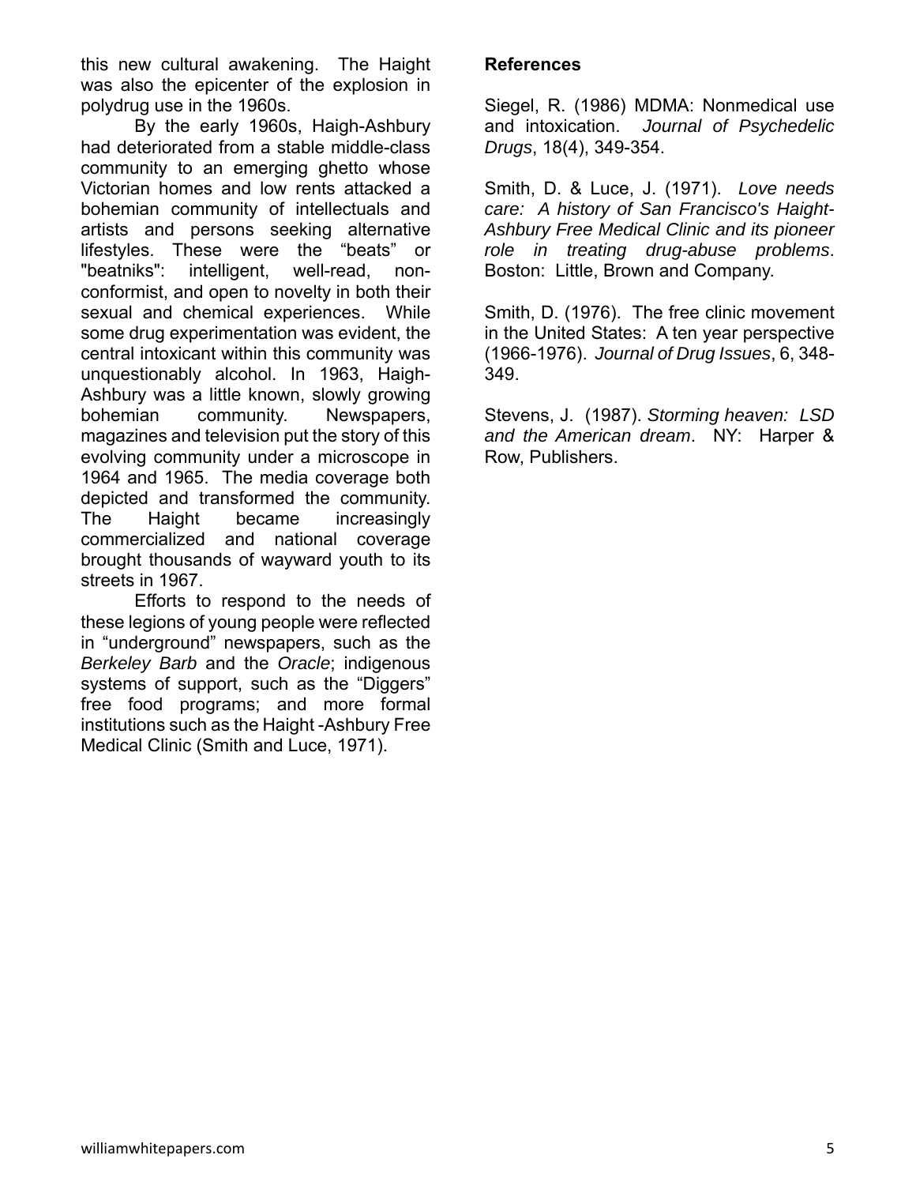this new cultural awakening. The Haight was also the epicenter of the explosion in polydrug use in the 1960s.

By the early 1960s, Haigh-Ashbury had deteriorated from a stable middle-class community to an emerging ghetto whose Victorian homes and low rents attacked a bohemian community of intellectuals and artists and persons seeking alternative lifestyles. These were the "beats" or "beatniks": intelligent, well-read, non-conformist, and open to novelty in both their sexual and chemical experiences. While some drug experimentation was evident, the central intoxicant within this community was unquestionably alcohol. In 1963, Haigh-Ashbury was a little known, slowly growing bohemian community. Newspapers, magazines and television put the story of this evolving community under a microscope in 1964 and 1965. The media coverage both depicted and transformed the community. The Haight became increasingly commercialized and national coverage brought thousands of wayward youth to its streets in 1967.

Efforts to respond to the needs of these legions of young people were reflected in "underground" newspapers, such as the *Berkeley Barb* and the *Oracle*; indigenous systems of support, such as the "Diggers" free food programs; and more formal institutions such as the Haight -Ashbury Free Medical Clinic (Smith and Luce, 1971).

**References**

Siegel, R. (1986) MDMA: Nonmedical use and intoxication. *Journal of Psychedelic Drugs*, 18(4), 349-354.

Smith, D. & Luce, J. (1971). *Love needs care: A history of San Francisco's Haight-Ashbury Free Medical Clinic and its pioneer role in treating drug-abuse problems*. Boston: Little, Brown and Company.

Smith, D. (1976). The free clinic movement in the United States: A ten year perspective (1966-1976). *Journal of Drug Issues*, 6, 348-349.

Stevens, J. (1987). *Storming heaven: LSD and the American dream*. NY: Harper & Row, Publishers.